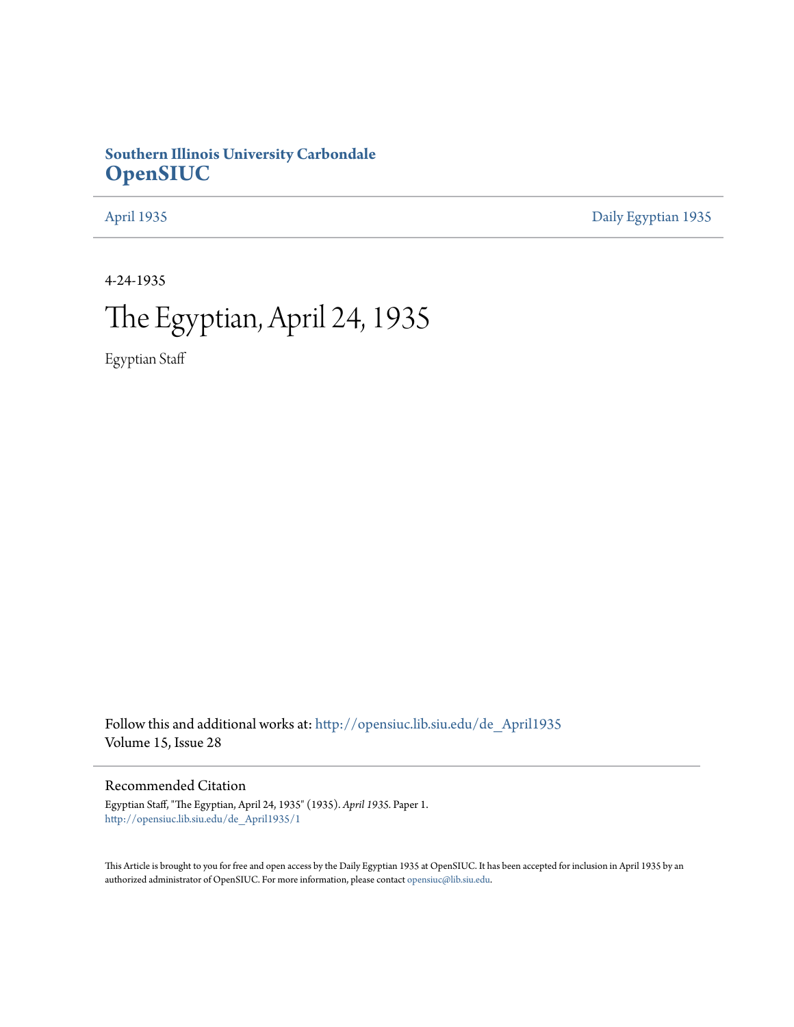**Southern Illinois University Carbondale**
**OpenSIUC**

April 1935 | Daily Egyptian 1935

4-24-1935

# The Egyptian, April 24, 1935

Egyptian Staff

Follow this and additional works at: http://opensiuc.lib.siu.edu/de_April1935
Volume 15, Issue 28

## Recommended Citation

Egyptian Staff, "The Egyptian, April 24, 1935" (1935). *April 1935.* Paper 1.
http://opensiuc.lib.siu.edu/de_April1935/1

This Article is brought to you for free and open access by the Daily Egyptian 1935 at OpenSIUC. It has been accepted for inclusion in April 1935 by an authorized administrator of OpenSIUC. For more information, please contact opensiuc@lib.siu.edu.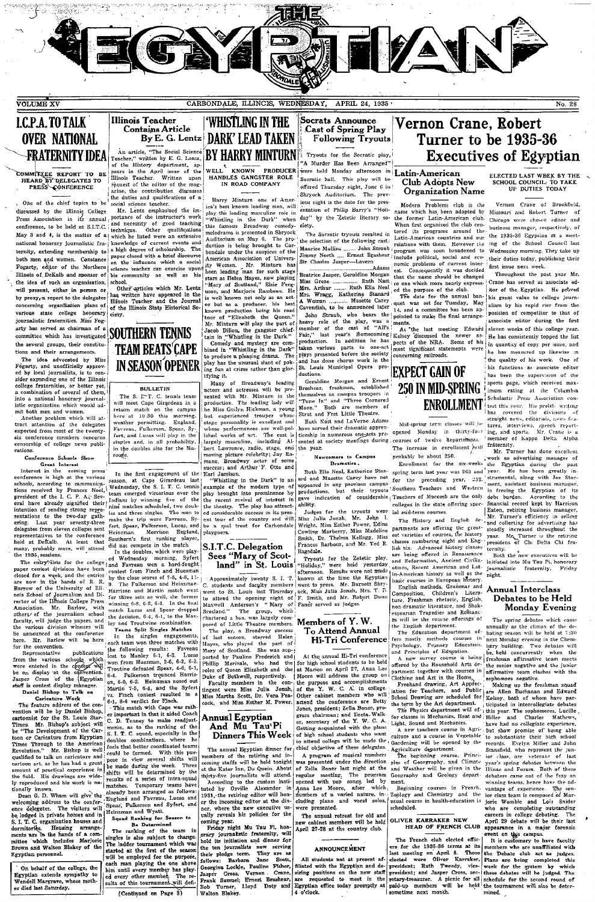# THE EGYPTIAN

VOLUME XV — CARBONDALE, ILLINOIS, WEDNESDAY, APRIL 24, 1935 — No. 28

## I.C.P.A. TO TALK OVER NATIONAL FRATERNITY IDEA

**COMMITTEE REPORT TO BE HEARD BY DELEGATES TO PRESS CONFERENCE**

One of the chief topics to be discussed by the Illinois College Press Association in its annual conference, to be held at S.I.T.C. May 3 and 4, is the matter of a national honorary journalistic fraternity, extending membership to both men and women. Constance Fogarty, editor of the Northern Illinois of DeKalb and sponsor of the idea of such an organization, will present, either in person or by proxy, a report to the delegates concerning organization plans of various state college honorary journalistic fraternities. Miss Fogarty has served as chairman of a committee which has investigated the several groups, their constitutions and their arrangements.

The idea advocated by Miss Fogarty, and unofficially approved by local journalists, is to consider expanding one of the Illinois college fraternities, or better yet, a combination of several of them, into a national honorary journalistic organization which would admit both men and women.

Another problem which will attract attention of the delegates expected from most of the twenty-six conference members concerns censorship of college news publications.

**Conference Schools Show Great Interest**

Interest in the coming press conference is high at the various schools, according to communications received by Frances Noel, president of the I. C. P. A. Seventeen have already signified their intention of sending strong representations to the two-day gathering. Last year seventy-three delegates from eleven colleges sent representatives to the conference held at DeKalb. At least that many, probably more, will attend the 1935 sessions.

The entry lists for the college paper contest divisions have been closed for a week, and the entries are now in the hands of R. R. Barrow of the University of Illinois School of Journalism and Director of the Illinois College Press Association. Mr. Barlow, with others of the journalism school faculty, will judge the papers, and the various division winners will be announced at the conference here. Mr. Barlow will be here for the convention.

Representative publications from the various schools which were entered in the contest will be on display at the convention. Jasper Cross of the Egyptian staff is contest display manager.

**Daniel Bishop to Talk on Caricature Work**

The feature address of the convention will be by Daniel Bishop, cartoonist for the St. Louis Star-Times. Mr. Bishop's subject will be "The Development of the Cartoon or Caricature from Egyptian Times Through to the American Revolution." Mr. Bishop is well qualified to talk on caricature and cartoon art, as he has had a great amount of practical experience in the field. His drawings are widely reproduced and his work is nationally known.

Dean G. D. Wham will give the welcoming address to the conference delegates. The visitors will be lodged in private homes and in S. I. T. C. organization houses and dormitories. Housing arrangements are in the hands of a committee which includes Marjorie Brown and Walton Blakey of the Egyptian personnel.

On behalf of the college, the Egyptian extends sympathy to Wendell Margrave, whose mother died last Saturday.

## Illinois Teacher Contains Article By E. G. Lentz

An article, "The Social Science Teacher," written by E. G. Lentz, of the History department, appears in the April issue of the Illinois Teacher. Written upon request of the editor of the magazine, the contribution discusses the duties and qualifications of a social science teacher.

Mr. Lentz emphasized the importance of the instructor's work and necessity of good teaching technique. Other qualifications which he listed were an extensive knowledge of current events and a high degree of scholarship. The paper closed with a brief discourse on the influence which a social science teacher can exercise upon his community as well as his school.

Other articles which Mr. Lentz has written have appeared in the Illinois Teacher and the Journal of the Illinois State Historical Society.

## SOUTHERN TENNIS TEAM BEATS CAPE IN SEASON OPENER

**BULLETIN**

The S. I. T. C. tennis team will meet Cape Girardeau in a return match on the campus here at 10:30 this morning, weather permitting. England, Favreau, Fulkerson, Spear, Syfert, and Lucas will play in the singles and, in all probability, in the doubles also for the Maroons.

In the first engagement of the season, at Cape Girardeau last Wednesday, the S. I. T. C. tennis team emerged victorious over the Indians by winning five of the nine matches scheduled, two doubles and three singles. The men to make the trip were Favreau, Syfert, Spear, Fulkerson, Lucas, and Heinzman. Morrison England, Southern's first ranking player, did not compete in the match.

In the doubles, which were played Wednesday morning, Syfert and Favreau won a hard-fought contest from Finch and Huesman by the close scores of 7-5, 4-6, 11-9. The Fulkerson and Heinzman-Harrison and Martin match went for three sets as well, the former winning 6-8, 6-2, 6-3. In the final match Lucas and Spear dropped the decision, 6-4, 6-1, to the Manley and Troutwine combination.

**Teams Split Singles Matches**

In the singles engagements, each team won three matches with the following results: Favreau lost to Manley 6-1, 6-3. Lucas won from Huesman, 2-6, 6-2, 6-3. Troutine defeated Spear, 4-6, 6-1, 6-4. Fulkerson trounced Harrison, 6-0, 6-2. Heinzman nosed out Martin 7-5, 6-4, and the Syfert vs. Finch contest resulted in a 6-1, 8-6 verdict for Finch.

This match with Cape was rather important in that it aided Coach C. D. Tenney to make readjustments, as to the ranking of the S. I. T. C. squad, especially in the doubles combinations, where he feels that better coordinated teams could be formed. With this purpose in view several shifts will be made during the week. Three shifts will be determined by the results of a series of intra-squad matches. Temporary teams have already been arranged as follows: England and Favreau, Lucas and Spear, Fulkerson and Syfert, and Heinzman and Wyatt.

**Squad Ranking for Season to Be Determined**

The ranking of the team in singles is also subject to change. The ladder tournament which was started at the first of the season will be employed for the purpose, each man playing the one above him until every member has played every other member. The results of this tournament will definitely

(Continued on Page 8)

## 'WHISTLING IN THE DARK' LEAD TAKEN BY HARRY MINTURN

**WELL KNOWN PRODUCER HANDLES GANGSTER ROLE IN ROAD COMPANY**

Harry Minturn one of America's best known leading men, will play the leading masculine role in "Whistling in the Dark" when this famous Broadway comedy-melodrama is presented in Shryock Auditorium on May 6. The production is being brought to Carbondale under the auspices of the American Association of University Women. Mr. Minturn has been leading man for such stage stars as Helen Hayes, now playing "Mary of Scotland," Elsie Ferguson, and Marjorie Rambeau. He is well known not only as an actor but as a producer, his best known production being his road tour of "Elizabeth the Queen." Mr. Minturn will play the part of Jacob Dillon, the gangster chieftain in "Whistling in the Dark."

Comedy and mystery are combined in "Whistling in the Dark" to produce a pleasing drama. The play has the unusual slant of poking fun at crime rather than glorifying it.

Many of Broadway's leading actors and actresses will be presented with Mr. Minturn in the production. The leading lady will be Miss Guilyn Hickman, a young but experienced trouper whose stage personality is excellent and whose performances are well-polished works of art. The cast is largely masculine, including Albert Lawrence, radio, stage, and moving picture celebrity; Jay Romano, Broadway actor of some success; and Arthur F. Otto and Earl Jamison.

"Whistling in the Dark" is an example of the modern type of play brought into prominence by the recent revival of interest in the theatre. The play has attracted considerable success in its recent tour of the country and will be a real treat for Carbondale playgoers.

## S.I.T.C. Delegation Sees "Mary of Scotland" in St. Louis

Approximately twenty S. I. T. C. students and faculty members went to St. Louis last Thursday to attend the opening night of Maxwell Anderson's "Mary of Scotland." The group, which chartered a bus, was largely composed of Little Theatre members.

The play, a Broadway success of last season, starred Helen Hayes, who played the part of Mary of Scotland. She was supported by Pauline Frederick and Phillip Merivale, who had the roles of Queen Elizabeth and the Duke of Bothwell, respectively.

Faculty members in the contingent were Miss Julia Jonah, Miss Martha Scott, Dr. Vera Peacock, and Miss Esther M. Power.

## Annual Egyptian And Mu Tau Pi Dinners This Week

The annual Egyptian dinner for members of the retiring and incoming staffs will be held tonight at the Kater Inn, Du Quoin. About thirty-five journalists will attend.

According to the custom instituted by Orville Alexander in 1931, the retiring editor will honor the incoming editor at the dinner, where the new executive usually reveals his policies for the coming year.

Friday night Mu Tau Pi, honorary journalistic fraternity, will hold its initiation and dinner for the ten journalists now serving their pledge term. They are as follows: Barbara Jane Scott, Georgina Lockie, Pauline Fisher, Jasper Cross, Vernon Crane, Frank Samuel, Ernest Brashear, Bob Turner, Lloyd Doty and Walton Blakey.

## Socrats Announce Cast of Spring Play Following Tryouts

Tryouts for the Socratic play, "A Murder Has Been Arranged" were held Monday afternoon in Socratic hall. This play will be offered Thursday night, June 6 in Shryock Auditorium. The previous night is the date for the presentation of Philip Barry's "Holiday" by the Zetetic literary society.

The Socratic tryouts resulted in the selection of the following cast:

- Maurice Mullins ........ John Straub
- Jimmy North .... Ernest Brashear
- Sir Charles Jasper—Lavern Adams
- Beatrice Jasper, Geraldine Morgan
- Miss Groze .............. Ruth Nast
- Mrs. Arthur ........ Ruth Ella Neal
- Mrs. Wragg, Katherine Stanard
- A Woman ......... Musette Carey
- Cavendish, to be announced later

John Straub, who bears the heavy role of the play, was a member of the cast of "All's Fair," last year's Homecoming production. In addition he has taken various parts in one-act plays presented before the society and has done chorus work in the St. Louis Municipal Opera productions.

Geraldine Morgan and Ernest Brashear, freshmen, established themselves as campus troupers in "Tune In" and "Three Cornered Moon." Both are members of Strut and Fret Little Theatre.

Ruth Nast and LaVerne Adams have served their dramatic apprenticeship in numerous one-acts presented at society meetings during the year.

**Newcomers to Campus Dramatics**

Ruth Ella Neal, Katherine Stanard and Musette Carey have not appeared in any previous campus productions, but their tryouts gave indication of considerable ability.

Judges for the tryouts were Miss Julia Jonah, Mr. John I. Wright, Miss Esther Power, Edna Cowling Marberry, Miss Madeline Smith, Dr. Thelma Kellogg, Miss Frances Barbour, and Mr. Ted R. Ragsdale.

Tryouts for the Zetetic play, "Holiday," were held yesterday afternoon. Results were not made known at the time the Egyptian went to press. Mr. Burnett Shryock, Miss Julia Jonah, Mrs. T. F. Smith, and Mr. Robert Dunn Faner served as judges.

## Members of Y. W. To Attend Annual Hi-Tri Conference

At the annual Hi-Tri conference for high school students to be held at Marion on April 27, Anna Lee Moore will address the group on the purpose and accomplishments of the Y. W. C. A. in college. Other cabinet members who will attend the conference are Betty Jones, president; Zella Boner, program chairman; and Iloeta Walker, secretary of the Y. W. C. A. Getting acquainted with the plans of high school students who want to attend college will be made the chief objective of these delegates.

A program of musical numbers was presented under the direction of Zella Boner last night at the regular meeting. The program opened with pep songs led by Anna Lee Moore, after which numbers of a varied nature, including piano and vocal solos, were presented.

The annual retreat for old and new cabinet members will be held April 27-28 at the country club.

**ANNOUNCEMENT**

All students not at present affiliated with the Egyptian and desiring positions on the new staff are requested to meet in the Egyptian office today promptly at 4 o'clock.

## Vernon Crane, Robert Turner to be 1935-36 Executives of Egyptian

**ELECTED LAST WEEK BY THE SCHOOL COUNCIL; TO TAKE UP DUTIES TODAY**

Vernon Crane of Brookfield, Missouri and Robert Turner of Chicago were chosen editor and business manager, respectively, of the 1935-36 Egyptian at a meeting of the School Council last Wednesday morning. They take up their duties today, publishing their first issue next week.

Throughout the past year Mr. Crane has served as associate editor of the Egyptian. He proved his great value to college journalism by his rapid rise from the position of competitor to that of associate editor during the first eleven weeks of this college year. He has consistently topped the list in quantity of copy per issue, and he has measured up likewise in the quality of his work. One of his functions as associate editor has been the supervision of the sports page, which received maximum rating at the Columbia Scholastic Press Association contest this year. His prolific writing has covered the divisions of straight news, editorials, news features, interviews, speech reporting, and sports. Mr. Crane is a member of Kappa Delta Alpha fraternity.

Mr. Turner has done excellent work as advertising manager of the Egyptian during the past year. He has been greatly instrumental, along with Joe Storment, assistant business manager, in freeing the Egyptian of its debt burden. According to the financial record kept by Harrison Eaton, retiring business manager, Mr. Turner's efficiency in selling and collecting for advertising has steadily increased throughout the year. Mr. Turner is the retiring president of Chi Delta Chi fraternity.

Both the new executives will be initiated into Mu Tau Pi, honorary journalistic fraternity, Friday night.

## Latin-American Club Adopts New Organization Name

Modern Problems club is the name which has been adopted by the former Latin-American club. When first organized the club centered its programs around the Latin-American countries and our relations with them. However the program was soon broadened to include political, social and economic problems of current interest. Consequently it was decided that the name should be changed to one which more nearly expressed the purpose of the club.

The date for the annual banquet was set for Tuesday, May 14, and a committee has been appointed to make the final arrangements.

At the last meeting Edward Kelsey discussed the newer aspects of the NRA. Some of his most significant statements were concerning railroads.

## EXPECT GAIN OF 250 IN MID-SPRING ENROLLMENT

Mid-spring term classes will be opened Monday in thirty-four courses of twelve departments. The increase in enrollment will probably be about 250.

Enrollment for the six-weeks spring term last year was 263 and for the preceding year, 232. Southern Teachers and Western Teachers of Macomb are the only colleges in the state offering special mid-term courses.

The History and English departments are offering the greatest varieties of courses, the history classes numbering eight and English six. Advanced history classes are being offered in Renaissance and Reformation, Ancient Civilizations, Recent American and Latin-American history as well as the basic courses in European history. English methods, Grammar and Composition, Children's Literature, Freshman rhetoric, English non-dramatic literature, and Shakespearean Tragedies and Romances will be the course offerings of the English department.

The Education department offers courses in methods of Psychology, Primary Education and Principles of Education.

A new survey course is being offered by the Household Arts department together with courses in Clothing and Art in the Home.

Freehand drawing, Art Appreciation for Teachers, and Public School Drawing are scheduled for the term by the Art department.

The Physics department will offer classes in Mechanics, Heat and Light, Sound and Mechanics.

A new teachers course in Agriculture and a course in Vegetable Gardening will be opened by the Agriculture department.

The beginning course, Principles of Geography, and Climate and Weather will be given in the Geography and Geology department.

Beginning courses in French, Zoology and Chemistry and the usual course in health-education is scheduled.

## OLIVER KARRAKER NEW HEAD OF FRENCH CLUB

The French club elected officers for the 1935-36 terms at its last meeting on April 8. Those elected were Oliver Karraker, president; Ruth Tweedy, vice-president; and Jasper Cross, secretary-treasurer. A picnic for all paid-up members will be held sometime next month.

## Annual Interclass Debates to be Held Monday Evening

The spring debates which come annually as the climax of the debating season will be held at 7:30 next Monday evening in the Chemistry building. Two debates will be held concurrently when the freshman affirmative team meets the senior negative and the junior affirmative team clashes with the sophomore negative.

Making up the freshman squad are Allen Buchanan and Edward Kelsey, both of whom have participated in intercollegiate debates this year. The sophomores, Lucille Hiller and Charles Mathews, have had no collegiate experience, but show promise of being able to substantiate their high school records. Evelyn Miller and John Stansfield, who represent the junior class, are veterans of last year's spring debates between the Illinae and Forum. Both of these debaters came out of the fray on winning teams, hence have the advantage of experience. The senior class team is composed of Marjorie Womble and Lois Snider who are completing outstanding careers in college debating. The April 29 debate will be their last appearance in a major forensic event on this campus.

It is customary to have faculty members who are unaffiliated with the Debate club act as judges. Plans are being completed this week for the system by which these debates will be judged. The schedule for the second round of the tournament will also be determined.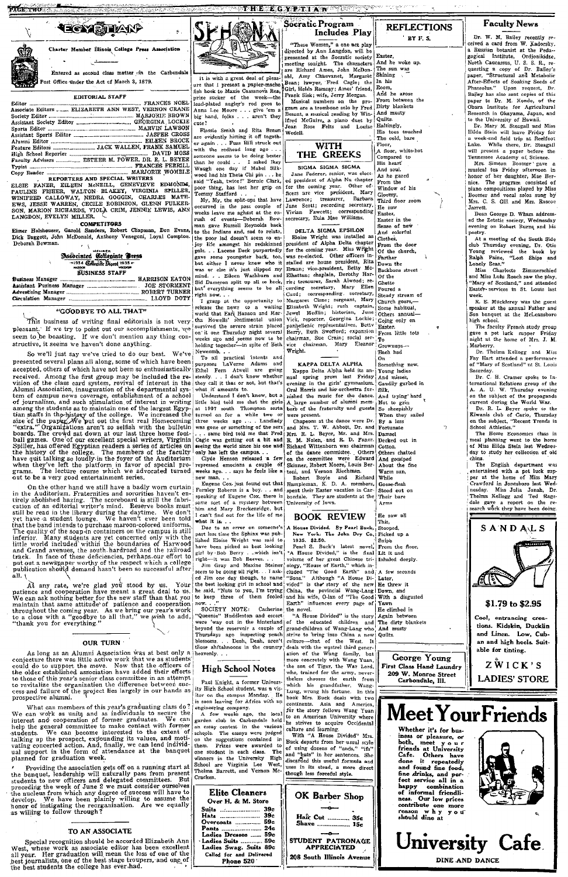# EGYPTIAN

Charter Member Illinois College Press Association

Entered as second class matter in the Carbondale Post Office under the Act of March 3, 1879.

## EDITORIAL STAFF

Editor ........ FRANCES NOEL
Associate Editors ........ ELIZABETH ANN WEST, VERNON CRANE
Society Editor ........ MARJORIE BROWN
Assistant Society Editor ........ GEORGINA LOCKIE
Sports Editor ........ MARVIN LAWSON
Assistant Sports Editor ........ JASPER CROSS
Alumni Editor ........ EILEEN BROCK
Feature Editors ........ JACK WALLEN, FRANK SAMUEL
High School Reporter ........ DAVID MOSS
Faculty Advisers ........ ESTHER M. POWER, DR. R. L. BEYER
Typist ........ FRANCES FERRILL
Copy Reader ........ MARJORIE WOMBLE

### REPORTERS AND SPECIAL WRITERS

ELSIE FANER, EILEEN McNEILL, GENEVIEVE EDMONDS, PAULINE FISHER, WALTON BLAKEY, VIRGINIA SPILLER, WINIFRED CALLOWAY, NEDRA GOGGIN, CHARLES MATHEWS, JESSE WARREN, CECILE ROBINSON, GLENN FULKERSON, MARION RICHARDS, VIOLA CRIM, JENNIE LEWIS, ANN LANGDON, EVELYN MILLER.

### COMPETITORS

Elmer Holshouser, Gazold Sanders, Robert Chapman, Don Evans, Dick Baggott, John McDonald, Anthony Venegoni, Loyal Compton, Deborah Bowman.

Member Associated Collegiate Press 1934 Collegiate Digest 1935

### BUSINESS STAFF

Business Manager ........ HARRISON EATON
Assistant Business Manager ........ JOE STORMENT
Advertising Manager ........ ROBERT TURNER
Circulation Manager ........ LLOYD DOTY

## "GOODBYE TO ALL THAT"

This business of writing final editorials is not very pleasant. If we try to point out our accomplishments, we seem to be boasting. If we don't mention any thing constructive, it seems we haven't done anything.

So we'll just say we've tried to do our best. We've presented several plans all along, some of which have been accepted, others of which have not been so enthusiastically received. Among the first group may be included the revision of the class card system, revival of interest in the Alumni Association, inauguration of the departmental system of campus news coverage, establishment of a school of journalism, and such stimulation of interest in writing among the students as to maintain one of the largest Egyptian staffs in the history of the college. We increased the size of the paper. We put out the first real Homecoming "extra." Organizations aren't so selfish with the bulletin boards. The crowd sat down at our last three home football games. One of our excellent special writers, Virginia Spiller, has offered Egyptian readers a series of articles on the history of the college. The members of the faculty have quit talking so loudly in the foyer of the Auditorium when they've left the platform in favor of special programs. The lecture course which we advocated turned out to be a very good entertainment series.

On the other hand we still have a badly worn curtain in the Auditorium. Fraternities and sororities haven't entirely abolished hazing. The scoreboard is still the fabrication of an editorial writer's mind. Reserve books must still be read in the library during the daytime. We don't yet have a student lounge. We haven't ever been told that the band intends to purchase maroon-colored uniforms. The quality of the soap in containers on the campus is still inferior. Many students are yet concerned only with the little world included within the boundaries of Harwood and Grand avenues, the south hardroad and the railroad track. In face of these deficiencies, perhaps our effort to put out a newspaper worthy of the respect which a college publication should demand hasn't been so successful after all.

At any rate, we're glad you stood by us. Your patience and cooperation have meant a great deal to us. We can ask nothing better for the new staff than that you maintain that same attitude of patience and cooperation throughout the coming year. As we bring our year's work to a close with a "goodbye to all that," we wish to add, "thank you for everything."

## OUR TURN

As long as an Alumni Association was at best only a conjecture there was little active work that we as students could do to support the move. Now that the officers of the older established association have added their efforts to those of this year's senior class committee in an attempt to revitalize the organization the difference between success and failure of the project lies largely in our hands as prospective alumni.

What can members of this year's graduating class do? We can work as units and as individuals to secure the interest and cooperation of former graduates. We can help the general committee to make contact with former students. We can become interested to the extent of talking up the prospect, expounding its values, and motivating concerted action. And, finally, we can lend individual support in the form of attendance at the banquet planned for graduation week.

Providing the association gets off on a running start at the banquet, leadership will naturally pass from present students to new officers and delegated committees. But preceding the week of June 2 we must consider ourselves the nucleus from which any degree of success will have to develop. We have been plainly willing to assume the honor of instigating the reorganization. Are we equally as willing to follow through?

## TO AN ASSOCIATE

Special recognition should be accorded Elizabeth Ann West, whose work as associate editor has been excellent all year. Her graduation will mean the loss of one of the best journalists, one of the best stage troupers, and one of the best students the college has ever had.

# SPHINX

It is with a great deal of pleasure that I present a papier-mache fish hook to Maxie Casanova Rea, prize sucker of the week—the lead-plated angler's rod goes to Anna Lee Moore . . . give 'em a big hand, folks . . . aren't they cute?

Flossie Smith and Rita Braun are evidently hitting it off together again . . . Fuzz Hill struck out with the redhead long ago . . . someone seems to be doing better than he could . . . I asked Ikey Waugh one day if Mabel Silkwood had his Theta Chi pin . . . he said "Yeah, twice!" Bernie Clark, poor thing, has lost her grip on Tommy Stafford . . .

My, My, the split-ups that have occurred in the past couple of weeks leave me aghast at the onrush of events—Deborah Bowman gave Russell Reynolds back to the Indians and, sad to relate, the poor lad doesn't seem to enjoy life amongst his redskinned pals. . . Lucene Deck purportedly gave some youngster back, too, but either I never knew who it was or else it's just slipped my mind. . . Eileen Washburn and Sid Damerow split up all to heck, but everything seems to be all right now. . .

I grasp at the opportunity to release the news to a waiting world that Earl Hanson and Martha Howells' sentimental union survived the severe strain placed on it one Thursday night several weeks ago and seems now to be holding together—in spite of Beth Newcomb. . .

To all practical intents and purposes LaVerne Adams and Ethel Fern Atwell are going steady. . . I don't know whether they call it that or not, but that's what it amounts to.

Understand I don't know, but a little bird told me that the girls at 1907 south Thompson sorta turned on for a while two or three weeks ago . . . Landlady was gone or something of the sort . . . same bird told me that Fred Cagle was getting out a bit and seeing the world since his one and only has left the campus. . .

Clyde Henson released a few repressed emotions a couple of weeks ago. . . says he feels like a new man. . .

Eugene Cox just found out that Farnley Roberts is a boy. . . and speaking of Eugene Cox, there is some sort of a mystery between him and Mary Breckenridge, but I can't find out for the life of me what it is. . .

Due to an error on someone's part last time the Sphinx was published Eloise Wright was said to have been picked as best looking girl by Bob Berry . . . which isn't right—it was Bob Reeves. . .

Jim Gray and Maxine Steiner seem to be going all right. . . I asked Jim one day though, to name the best looking girl in school and he said, "Nuts to you, I'm trying to keep three of them fooled now. . ."

SOCIETY NOTE: Catherine "Queenie" Huddleston and escort were 'way out in the hinterland beyond the reservoir a couple of Thursdays ago inspecting peach blossoms. . . Desh, Desh, aren't those ahtahnoons in the country heavenly. . .

## High School Notes

Paul Knight, a former University High School student, was a visitor on the campus Monday. He is soon leaving for Africa with an engineering company.

A few weeks ago, the local garden club in Carbondale held an essay contest in the various schools. The essays were judged on the suggestions contained in them. Prizes were awarded to one student in each class. The winners in the University High School are Virginia Lee West, Thelma Barrett, and Vernon McCracken.

**Elite Cleaners**
Over H. & M. Store

| | |
|---|---|
| Suits | 39c |
| Hats | 39c |
| Overcoats | 59c |
| Pants | 24c |
| Ladies Dresses | 59c |
| Ladies Suits | 59c |
| Ladies Swag. Suits | 89c |

Called for and Delivered
Phone 520

## Socratic Program Includes Play

"These Women," a one act play directed by Ann Langdon, will be presented at the Socratic society meeting tonight. The characters are Richard Ames, John McDonald, Amy Chauvenet, Margaret Bean; lawyer, Fred Cagle; the Girl, Helen Ramsay; Ames' friend, Frank Sisk; wife, Jerry Morgan.

Musical numbers on the program are a trombone solo by Fred Besant, a musical reading by Winifred McGuire, a piano duet by Jean Rose Felts and Louise Wedell.

## WITH THE GREEKS

### SIGMA SIGMA SIGMA

Jane Federer, senior, was elected president of Alpha Nu chapter for the coming year. Other officers are vice president, Mary Lawrence; treasurer, Barbara Jane Scott; recording secretary, Vivian Fawcett; corresponding secretary, Eula Mae Williams.

### DELTA SIGMA EPSILON

Eloise Wright was installed as president of Alpha Delta chapter for the coming year. Miss Wright was re-elected. Other officers installed are house president, Rita Braun; vice-president, Betty McElhattan; chaplain, Dorothy Harris; treasurer, Sarah Alwood; recording secretary, Mary Ellen Curd; corresponding secretary, Margaret Cisne; sergeant, Mary Elizabeth Wright; rush captain, Jewel Medlin; historian, June Vick, reporter, Georgina Lockie; panhellenic representatives, Betty Berry, Ruth Swofford; expansion chairman, Sue Crain; social service chairman, Mary Eleanor Wright.

### KAPPA DELTA ALPHA

Kappa Delta Alpha held its annual spring prom last Friday evening in the girls' gymnasium. Oral Harris and his orchestra furnished the music for the dance. A large number of alumni members of the fraternity and guests were present.

Chaperons at the dance were Dr. and Mrs. T. W. Abbott, Dr. and Mrs. R. L. Beyer, Mr. and Mrs. R. M. Nolen, and R. D. Faner. Richard Wittenborn was chairman of the dance committee. Others on the committee were Edward Skinner, Robert Moore, Louis Bertoni, and Vernon Riechman.

Robert Boyle and Richard Hampleman, K. D. A. members, spent their Easter vacation in Carbondale. They are students at the University of Iowa.

## BOOK REVIEW

A House Divided. By Pearl Buck, New York: The John Day Co., 1935. $2.50.

Pearl S. Buck's latest novel, "A House Divided," is the final volume of her great Chinese trilogy, "House of Earth," which included "The Good Earth" and "Sons." Although "A House Divided" is the story of the new China, the provincial Wang-Lang and his wife, O-lan of "The Good Earth" influences every page of the novel.

"A House Divided" is the story of the educated children and grand-children of Wang-Lung who strive to bring into China a new culture—that of the West. It deals with the westernized third generation of the Wang family, but more concretely with Wang Yuan, the son of Tiger, the War Lord, who, trained for the army, nevertheless chooses the earth from which his grandfather, Wang-Lung, wrung his fortune. In this book Mrs. Buck deals with two continents, Asia and America, for the story follows Wang Yuan to an American University where he strives to acquire Occidental culture and learning.

With "A House Divided" Mrs. Buck departs from her usual style of using dozens of "ands," "ifs" and "buts" in her sentences. She discarded this useful formula and uses in its stead, a more direct though less forceful style.

**OK Barber Shop**

| | |
|---|---|
| Hair Cut | 35c |
| Shave | 15c |

STUDENT PATRONAGE APPRECIATED

208 South Illinois Avenue

## REFLECTIONS

BY F. S.

Easter,
And he woke up.
The sun was
Shining
In his
Room,
And he arose
From between the
Dirty blankets
And musty
Quilts.
Haltingly,
His toes touched
The cold, bare
Floor,
A floor, white-hot
Compared to
His heart
And soul.
As he gazed
From the
Window of his
Gloomy,
Third floor room
He saw
Easter,
Easter in the
Sense of new
And colorful
Clothes,
From the door
Of the church,
Farther
Down the
Backbone street
Of the
Ghetto
Poured a
Steady stream of
Church goers,—
Some habitual,
Others annual—
Going only on
Easter.
From little tots
To
Grownups—
Each had
On
Something new.
Young ladies
And misses,
Gaudily garbed in
Silk,
And trying hard
Not to grin
So sheepishly
When they sailed
By a less
Fortunate
Damsel
Decked out in
Cotton.
Others chatted
And gossiped
About the fine
Warm sun,
While
Goose-flesh
Stood out on
Their bare
Arms.
He saw all
This,
Stooped,
Picked up a
Snipe
From the floor,
Lit it and
Inhaled deeply.

A few seconds
Later,
He threw it
Down, and
With a disgusted
Yawn
He climbed in
Again between
The dirty blankets
And musty
Quilts.

**George Young**
First Class Hand Laundry
209 W. Monroe Street
Carbondale, Ill.

## Faculty News

Dr. W. M. Bailey recently received a card from W. Kadorsky, a Russian botanist at the Pedagogical Institute, Ordjonikidze, North Caucausus, U. S. S. R., requesting a copy of Dr. Bailey's paper, "Structural and Metabolic After-Effects of Soaking Seeds of Phaseolus." Upon request, Dr. Bailey has also sent copies of this paper to Dr. M. Kondo, of the Obara Institute for Agricultural Research in Okayama, Japan, and to the University of Hawaii.

Dr. Mary M. Steagall and Miss Hilda Stein will leave Friday for a week-end field trip at Reelfoot Lake. While there, Dr. Steagall will present a paper before the Tennessee Academy of Science.

Mrs. Simeon Boomer gave a musical tea Friday afternoon in honor of her daughter, Mae Bernice. The program consisted of piano compositions played by Miss Boomer and vocal solos sung by Mrs. C. S. Gill and Mrs. Roscoe Jarrett.

Dean George D. Wham addressed the Zetetic society, Wednesday evening on Robert Burns and his poetry.

At a meeting of the South Side club Thursday evening, Dr. Otis Young reviewed the book by Ralph Paine, "Lost Ships and Lonely Seas."

Miss Charlotte Zimmerschied and Miss Lulu Roach saw the play, "Mary of Scotland," and attended Easter services in St. Louis last week.

K. E. Muckleroy was the guest speaker at the annual Father and Son banquet at the McLeansboro high school.

The faculty French study group gave a pot luck supper Friday night at the home of Mrs. J. M. Marberry.

Dr. Thelma Kellogg and Miss Fay Hart attended a performance of "Mary of Scotland" at St. Louis Saturday.

Dr. C. H. Cramer spoke to International Relations group of the A. A. U. W. Thursday evening on the subject of the propaganda current during the World War.

Dr. R. L. Beyer spoke to the Kiwanis club of Cairo, Thursday on the subject, "Recent Trends in School Athletics."

The Home Economics class in meal planning went to the home of Miss Hilda Stein last Wednesday to study her collection of old china.

The English department was entertained with a pot luck supper at the home of Miss Mary Crawford in Jonesboro last Wednesday. Miss Julia Jonah, Dr. Thelma Kellogg and Ted Ragsdale gave a report on the research work they have been doing.

**SANDALS**

$1.79 to $2.95

Cool, entrancing creations. Kidskin, Ducklin and Linen. Low, Cuban and high heels. Suitable for tinting.

**ZWICK'S LADIES' STORE**

# Meet Your Friends

Whether it's for business or pleasure, or both, meet your friends at University Cafe. Others have done it repeatedly and found fine food, fine drinks, and perfect service all in a happy combination of informal friendliness. Our low prices contribute one more reason why you should dine at

# University Cafe

DINE AND DANCE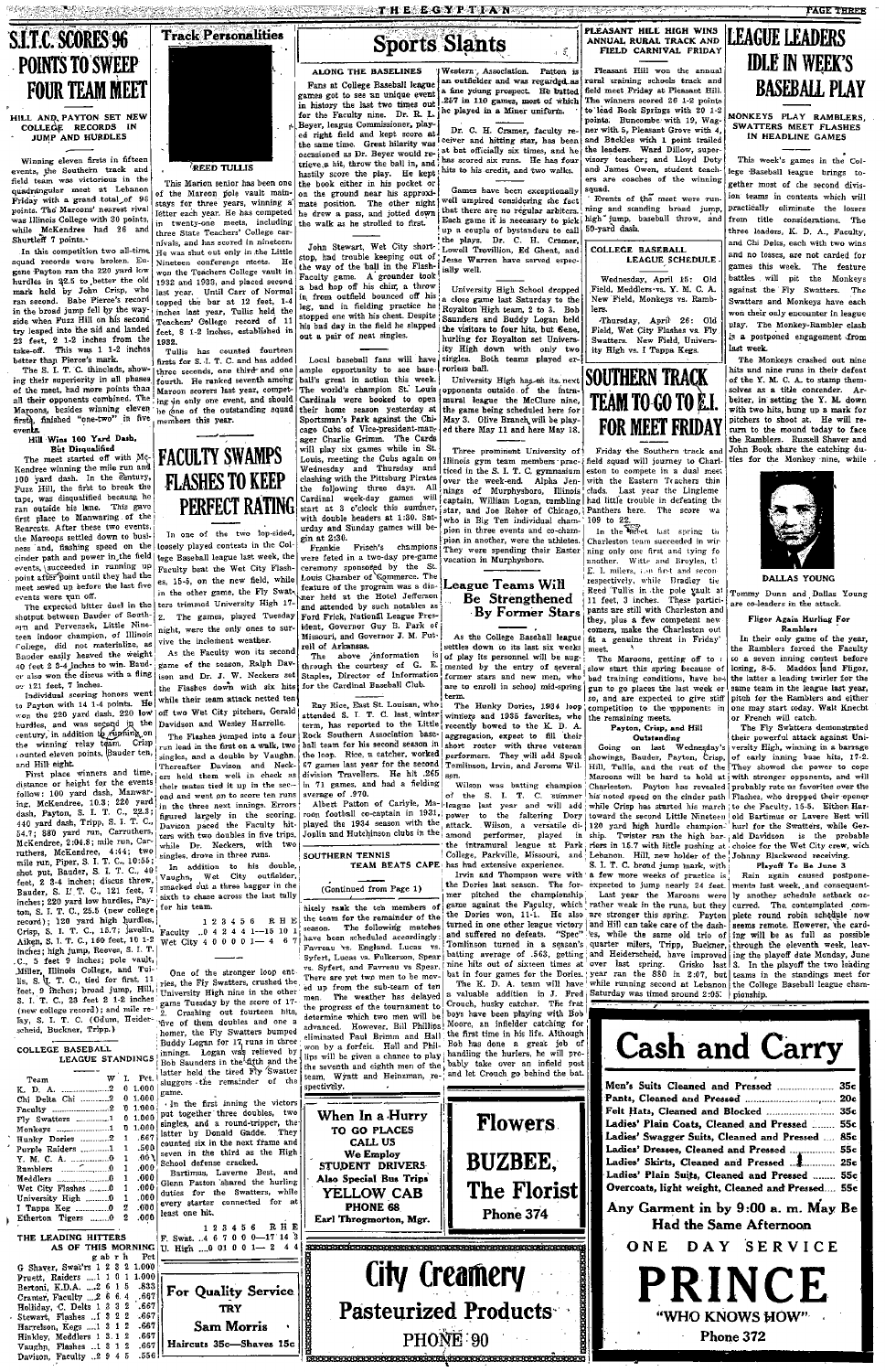# S.I.T.C. SCORES 96 POINTS TO SWEEP FOUR TEAM MEET

## HILL AND PAYTON SET NEW COLLEGE RECORDS IN JUMP AND HURDLES

Winning eleven firsts in fifteen events, the Southern track and field team was victorious in the quadrangular meet at Lebanon Friday with a grand total of 96 points. The Maroons' nearest rival was Illinois College with 30 points, while McKendree had 26 and Shurtleff 7 points.

In this competition two all-time squad records were broken. Eugene Payton ran the 220 yard low hurdles in 25.5 to better the old mark held by John Crisp, who ran second. Babe Pierce's record in the broad jump fell by the wayside when Fuzz Hill on his second try leaped into the air and landed 23 feet, 2 1-2 inches from the take-off. This was 1 1-2 inches better than Pierce's mark.

The S. I. T. C. thinclads, showing their superiority in all phases of the meet, had more points than all their opponents combined. The Maroons, besides winning eleven firsts, finished "one-two" in five events.

**Hill Wins 100 Yard Dash, But Disqualified**

The meet started off with McKendree winning the mile run and 100 yard dash. In the century, Fuzz Hill, the first to break the tape, was disqualified because he ran outside his lane. This gave first place to Manwaring of the Bearcats. After these two events, the Maroons settled down to business and, flashing speed on the cinder path and power in the field events, succeeded in running up point after point until they had the meet sewed up before the last five events were run off.

The expected bitter duel in the shotput between Bauder of Southern and Pervenack, Little Nineteen indoor champion, of Illinois College, did not materialize, as Bauder easily heaved the weight 40 feet 2 3-4 inches to win. Bauder also won the discus with a throw of 121 feet, 7 inches.

Individual scoring honors went to Payton with 14 1-4 points. He won the 220 yard dash, 220 low hurdles, and was second in the century, in addition to running on the winning relay team. Crisp counted eleven points, Bauder ten, and Hill eight.

First place winners and time, distance or height for the events follow: 100 yard dash, Manwaring, McKendree, 10.3; 220 yard dash, Payton, S. I. T. C., 22.3; 440 yard dash, Tripp, S. I. T. C., 54.7; 880 yard run, Carruthers, McKendree, 2:04.8; mile run, Carruthers, McKendree, 4:44; two mile run, Piper, S. I. T. C., 10:55; shot put, Bauder, S. I. T. C., 40 feet, 2 3-4 inches; discus throw, Bauder, S. I. T. C., 121 feet, 7 inches; 220 yard low hurdles, Payton, S. I. T. C., 25.5 (new college record); 120 yard high hurdles, Crisp, S. I. T. C., 15.7; javelin, Aiken, S. I. T. C., 160 feet, 10 1-2 inches; high jump, Reeves, S. I. T. C., 5 feet 9 inches; pole vault, Miller, Illinois College, and Tullis, S. I. T. C., tied for first, 11 feet, 9 inches; broad jump, Hill, S. I. T. C., 23 feet 2 1-2 inches (new college record); mile relay, S. I. T. C. (Odum, Heiderscheid, Buckner, Tripp.)

### COLLEGE BASEBALL LEAGUE STANDINGS

| Team | W | L | Pct. |
|---|---|---|---|
| K. D. A. | 2 | 0 | 1.000 |
| Chi Delta Chi | 2 | 0 | 1.000 |
| Faculty | 2 | 0 | 1.000 |
| Fly Swatters | 1 | 0 | 1.000 |
| Monkeys | 1 | 0 | 1.000 |
| Hunky Dories | 2 | 1 | .667 |
| Purple Raiders | 1 | 1 | .500 |
| Y. M. C. A. | 0 | 1 | .000 |
| Ramblers | 0 | 1 | .000 |
| Meddlers | 0 | 1 | .000 |
| Wet City Flashes | 0 | 1 | .000 |
| University High | 0 | 1 | .000 |
| I Tappa Keg | 0 | 2 | .000 |
| Etherton Tigers | 0 | 2 | .000 |

### THE LEADING HITTERS AS OF THIS MORNING

| | g | ab | r | h | Pct |
|---|---|---|---|---|---|
| G Shaver, Swat'rs | 1 | 2 | 2 | 2 | 1.000 |
| Pruett, Raiders | 1 | 1 | 0 | 1 | 1.000 |
| Bertoni, K.D.A. | 2 | 6 | 1 | 5 | .833 |
| Cramer, Faculty | 2 | 6 | 6 | 4 | .667 |
| Holliday, C. Delts | 1 | 3 | 3 | 2 | .667 |
| Stewart, Flashes | 1 | 3 | 2 | 2 | .667 |
| Harrelson, Kegs | 1 | 3 | 1 | 2 | .667 |
| Hinkley, Meddlers | 1 | 3 | 1 | 2 | .667 |
| Vaughn, Flashes | 1 | 3 | 1 | 2 | .667 |
| Davison, Faculty | 2 | 9 | 4 | 5 | .556 |

# Track Personalities

REED TULLIS

This Marion senior has been one of the Maroon pole vault mainstays for three years, winning a letter each year. He has competed in twenty-one meets, including three State Teachers' College carnivals, and has scored in nineteen. He was shut out only in the Little Nineteen conference meets. He won the Teachers College vault in 1932 and 1933, and placed second last year. Until Carr of Normal topped the bar at 12 feet, 1-4 inches last year, Tullis held the Teachers' College record of 11 feet, 8 1-2 inches, established in 1932.

Tullis has counted fourteen firsts for S. I. T. C. and has added three seconds, one third and one fourth. He ranked seventh among Maroon scorers last year, competing in only one event, and should be one of the outstanding squad members this year.

# FACULTY SWAMPS FLASHES TO KEEP PERFECT RATING

In one of the two top-sided, loosely played contests in the College Baseball league last week, the Faculty beat the Wet City Flashes, 15-5, on the new field, while in the other game, the Fly Swatters trimmed University High 17-2. The games, played Tuesday night, were the only ones to survive the inclement weather.

As the Faculty won its second game of the season, Ralph Davison and Dr. J. W. Neckers set the Flashes down with six hits while their team attack netted ten off two Wet City pitchers, Gerald Davidson and Wesley Harrolle.

The Flashes jumped into a four run lead in the first on a walk, two singles, and a double by Vaughn. Thereafter Davison and Neckers held them well in check as their mates tied it up in the second and went on to score ten runs in the three next innings. Errors figured largely in the scoring. Davison paced the Faculty hitters with two doubles in five trips, while Dr. Neckers, with two singles, drove in three runs.

In addition to his double, Vaughn, Wet City outfielder, smacked out a three bagger in the sixth to chase across the last tally for his team.

| | 1 | 2 | 3 | 4 | 5 | 6 | R | H | E |
|---|---|---|---|---|---|---|---|---|---|
| Faculty | 0 | 4 | 2 | 4 | 4 | 1 | 15 | 10 | 1 |
| Wet City | 4 | 0 | 0 | 0 | 0 | 1 | 4 | 6 | 7 |

One of the stronger loop entries, the Fly Swatters, crushed the University High nine in the other game Tuesday by the score of 17-2. Crashing out fourteen hits, five of them doubles and one a homer, the Fly Swatters bumped Buddy Logan for 17 runs in three innings. Logan was relieved by Bob Saunders in the fifth and the latter held the tired Fly Swatter sluggers the remainder of the game.

In the first inning the victors put together three doubles, two singles, and a round-tripper, the latter by Donald Gadde. They counted six in the next frame and seven in the third as the High School defense cracked.

Bartimus, Laverne Best, and Glenn Paxton shared the hurling duties for the Swatters, while every starter connected for at least one hit.

| | 1 | 2 | 3 | 4 | 5 | 6 | R | H | E |
|---|---|---|---|---|---|---|---|---|---|
| F. Swat. | 4 | 6 | 7 | 0 | 0 | 0 | 17 | 14 | 3 |
| U. High | 0 | 0 | 1 | 0 | 0 | 1 | 2 | 4 | 4 |

For Quality Service TRY **Sam Morris** Haircuts 35c—Shaves 15c

# Sports Slants

**ALONG THE BASELINES**

Fans at College Baseball league games got to see an unique event in history the last two times out for the Faculty nine. Dr. R. L. Beyer, league Commissioner, played right field and kept score at the same time. Great hilarity was occasioned as Dr. Beyer would retrieve a hit, throw the ball in, and hastily score the play. He kept the book either in his pocket or on the ground near his approximate position. The other night he drew a pass, and jotted down the walk as he strolled to first.

John Stewart, Wet City shortstop, had trouble keeping out of the way of the ball in the Flash-Faculty game. A grounder took a bad hop off his chin, a throw in from outfield bounced off his leg, and in fielding practice he stopped one with his chest. Despite his bad day in the field he slapped out a pair of neat singles.

Local baseball fans will have ample opportunity to see baseball's great in action this week. The world's champion St. Louis Cardinals were booked to open their home season yesterday at Sportsman's Park against the Chicago Cubs of Vice-president-manager Charlie Grimm. The Cards will play six games while in St. Louis, meeting the Cubs again on Wednesday and Thursday and clashing with the Pittsburg Pirates the following three days. All Cardinal week-day games will start at 3 o'clock this summer, with double headers at 1:30. Saturday and Sunday games will begin at 2:30.

Frankie Frisch's champions were feted in a two-day pre-game ceremony sponsored by the St. Louis Chamber of Commerce. The feature of the program was a dinner held at the Hotel Jefferson and attended by such notables as Ford Frick, National League President, Governor Guy B. Park of Missouri, and Governor J. M. Futrell of Arkansas.

The above information is through the courtesy of C. E. Staples, Director of Information for the Cardinal Baseball Club.

Ray Rice, East St. Louisan, who attended S. I. T. C. last winter term, has reported to the Little Rock Southern Association baseball team for his second season in the loop. Rice, a catcher, worked 67 games last year for the second Division Travellers. He hit .265 in 71 games, and had a fielding average of .970.

Albert Patton of Carlyle, Maroon football co-captain in 1931, played the 1934 season with the Joplin and Hutchinson clubs in the Western Association. Patton is an outfielder and was regarded as a fine young prospect. He batted .307 in 110 games, most of which he played in a Miner uniform.

Dr. C. H. Cramer, faculty receiver and hitting star, has been at bat officially six times, and he has scored six runs. He has four hits to his credit, and two walks.

Games have been exceptionally well umpired considering the fact that there are no regular arbiters. Each game it is necessary to pick up a couple of bystanders to call the plays. Dr. C. H. Cramer, Lowell Trovillion, Ed Ghent, and Jesse Warren have served especially well.

University High School dropped a close game last Saturday to the Royalton High team, 2 to 3. Bob Saunders and Buddy Logan held the visitors to four hits, but Gene, hurling for Royalton set University High down with only two singles. Both teams played errorless ball.

University High has as its next opponents outside of the intramural league the McClure nine, the game being scheduled here for May 3. Olive Branch will be played there May 11 and here May 18.

Three prominent University of Illinois gym team members practiced in the S. I. T. C. gymnasium over the week-end. Alpha Jennings of Murphysboro, Illinois captain, William Logan, tumbling star, and Joe Raber of Chicago, who is Big Ten individual champion in three events and co-champion in another, were the athletes. They were spending their Easter vacation in Murphysboro.

## League Teams Will Be Strengthened By Former Stars

As the College Baseball league settles down to its last six weeks of play its personnel will be augmented by the entry of several former stars and new men, who are to enroll in school mid-spring term.

The Hunky Dories, 1934 loop winners and 1935 favorites, who recently bowed to the K. D. A. aggregation, expect to fill their short roster with three veteran performers. They will add Speck Tomlinson, Irvin, and Jerome Wilson.

Wilson was batting champion of the S. I. T. C. summer league last year and will add power to the faltering Dory attack. Wilson, a versatile diamond performer, played in the intramural league at Park College, Parkville, Missouri, and has had extensive experience.

Irvin and Thompson were with the Dories last season. The former pitched the championship game against the Faculty, which the Dories won, 11-1. He also turned in one other league victory and suffered no defeats. "Spec" Tomlinson turned in a season's batting average of .563, getting nine hits out of sixteen times at bat in four games for the Dories.

The K. D. A. team will have a valuable addition in J. Fred Crouch, husky catcher. The first boys have been playing with Bob Moore, an infielder catching for the first time in his life. Although Bob has done a great job of handling the hurlers, he will probably take over an infield post and let Crouch go behind the bat.

## SOUTHERN TENNIS TEAM BEATS CAPE

(Continued from Page 1)

nicely rank the ten members of the team for the remainder of the season. The following matches have been scheduled accordingly. Favreau vs. England, Lucas vs. Syfert, Lucas vs. Fulkerson, Spear vs. Syfert, and Favreau vs. Spear. There are yet two men to be picked up from the sub-team of ten men. The weather has delayed the progress of the tournament to determine which two men will be advanced. However, Bill Phillips eliminated Paul Brimm and Hall won by a forfeit. Hall and Phillips will be given a chance to play the seventh and eighth men of the team, Wyatt and Heinzman, respectively.

When In a Hurry TO GO PLACES CALL US We Employ STUDENT DRIVERS Also Special Bus Trips **YELLOW CAB** PHONE 68 Earl Throgmorton, Mgr.

**Flowers BUZBEE, The Florist** Phone 374

**City Creamery** Pasteurized Products PHONE 90

# PLEASANT HILL HIGH WINS ANNUAL RURAL TRACK AND FIELD CARNIVAL FRIDAY

Pleasant Hill won the annual rural training schools track and field meet Friday at Pleasant Hill. The winners scored 26 1-2 points to lead Rock Springs with 20 1-2 points. Buncombe with 19, Wagner with 5, Pleasant Grove with 4, and Buckles with 1 point trailed the leaders. Ward Dillow, supervisory teacher; and Lloyd Doty and James Owen, student teachers are coaches of the winning squad.

Events of the meet were running and standing broad jump, high jump, baseball throw, and 50-yard dash.

### COLLEGE BASEBALL LEAGUE SCHEDULE

Wednesday, April 15: Old Field, Meddlers vs. Y. M. C. A. New Field, Monkeys vs. Ramblers.

Thursday, April 26: Old Field, Wet City Flashes vs. Fly Swatters. New Field, University High vs. I Tappa Kegs.

# SOUTHERN TRACK TEAM TO GO TO E.I. FOR MEET FRIDAY

Friday the Southern track and field squad will journey to Charleston to compete in a dual meet with the Eastern Teachers thin clads. Last year the Lingleme had little trouble in defeating the Panthers here. The score was 109 to 22.

In the first last spring to Charleston team succeeded in winning only one first and tying for another. Witte and Broyles, of E. I. milers, ran first and second respectively, while Bradley tied Reed Tullis in the pole vault at 11 feet, 3 inches. These participants are still with Charleston and they, plus a few competent newcomers, make the Charleston out fit a genuine threat in Friday's meet.

The Maroons, getting off to a slow start this spring because of bad training conditions, have begun to go places the last week or so, and are expected to give stiff competition to the opponents in the remaining meets.

**Payton, Crisp, and Hill Outstanding**

Going on last Wednesday's showings, Bauder, Payton, Crisp, Hill, Tullis, and the rest of the Maroons will be hard to hold at Charleston. Payton has revealed his noted speed on the cinder path while Crisp has started his march toward the second Little Nineteen 120 yard high hurdle championship. Twister ran the high barriers in 15.7 with little pushing at Lebanon. Hill, new holder of the S. I. T. C. broad jump mark, with a few more weeks of practice is expected to jump nearly 24 feet.

Last year the Maroons were rather weak in the runs, but they are stronger this spring. Payton and Hill can take care of the dashes, while the same old trio of quarter milers, Tripp, Buckner, and Heiderscheid, have improved over last spring. Grisko last year ran the 880 in 2:07, but while running second at Lebanon Saturday was timed around 2:05.

# LEAGUE LEADERS IDLE IN WEEK'S BASEBALL PLAY

## MONKEYS PLAY RAMBLERS, SWATTERS MEET FLASHES IN HEADLINE GAMES

This week's games in the College Baseball league brings together most of the second division teams in contests which will practically eliminate the losers from title considerations. The three leaders, K. D. A., Faculty, and Chi Delts, each with two wins and no losses, are not carded for games this week. The feature battles will pit the Monkeys against the Fly Swatters. The Swatters and Monkeys have each won their only encounter in league play. The Monkey-Rambler clash is a postponed engagement from last week.

The Monkeys crashed out nine hits and nine runs in their defeat of the Y. M. C. A. to stamp themselves as a title contender. Arbeiter, in setting the Y. M. down with two hits, hung up a mark for pitchers to shoot at. He will return to the mound today to face the Ramblers. Russell Shaver and John Book share the catching duties for the Monkey nine, while Tommy Dunn and Dallas Young are co-leaders in the attack.

DALLAS YOUNG

**Fliger Again Hurling For Ramblers**

In their only game of the year, the Ramblers forced the Faculty to a seven inning contest before losing, 8-5. Maddox and Fliger, the latter a leading twirler for the same team in the league last year, pitch for the Ramblers and either one may start today. Walt Knecbt or French will catch.

The Fly Swatters demonstrated their powerful attack against University High, winning in a barrage of early inning base hits, 17-2. They showed the power to cope with stronger opponents, and will probably rate as favorites over the Flashes, who dropped their opener to the Faculty, 15-5. Either Harold Bartimus or Lavern Best will hurl for the Swatters, while Gerald Davidson is the probable choice for the Wet City crew, with Johnny Blackwood receiving.

**Playoff To Be June 3**

Rain again caused postponements last week, and consequently another schedule setback occurred. The contemplated complete round robin schedule now seems remote. However, the carding will be as full as possible through the eleventh week, leaving the playoff date Monday, June 3. In the playoff the two leading teams in the standings meet for the College Baseball league championship.

# Cash and Carry

| | |
|---|---|
| Men's Suits Cleaned and Pressed | 35c |
| Pants, Cleaned and Pressed | 20c |
| Felt Hats, Cleaned and Blocked | 35c |
| Ladies' Plain Coats, Cleaned and Pressed | 55c |
| Ladies' Swagger Suits, Cleaned and Pressed | 85c |
| Ladies' Dresses, Cleaned and Pressed | 55c |
| Ladies' Skirts, Cleaned and Pressed | 25c |
| Ladies' Plain Suits, Cleaned and Pressed | 55c |
| Overcoats, light weight, Cleaned and Pressed | 55c |

Any Garment in by 9:00 a. m. May Be Had the Same Afternoon

ONE DAY SERVICE

# PRINCE

"WHO KNOWS HOW"

Phone 372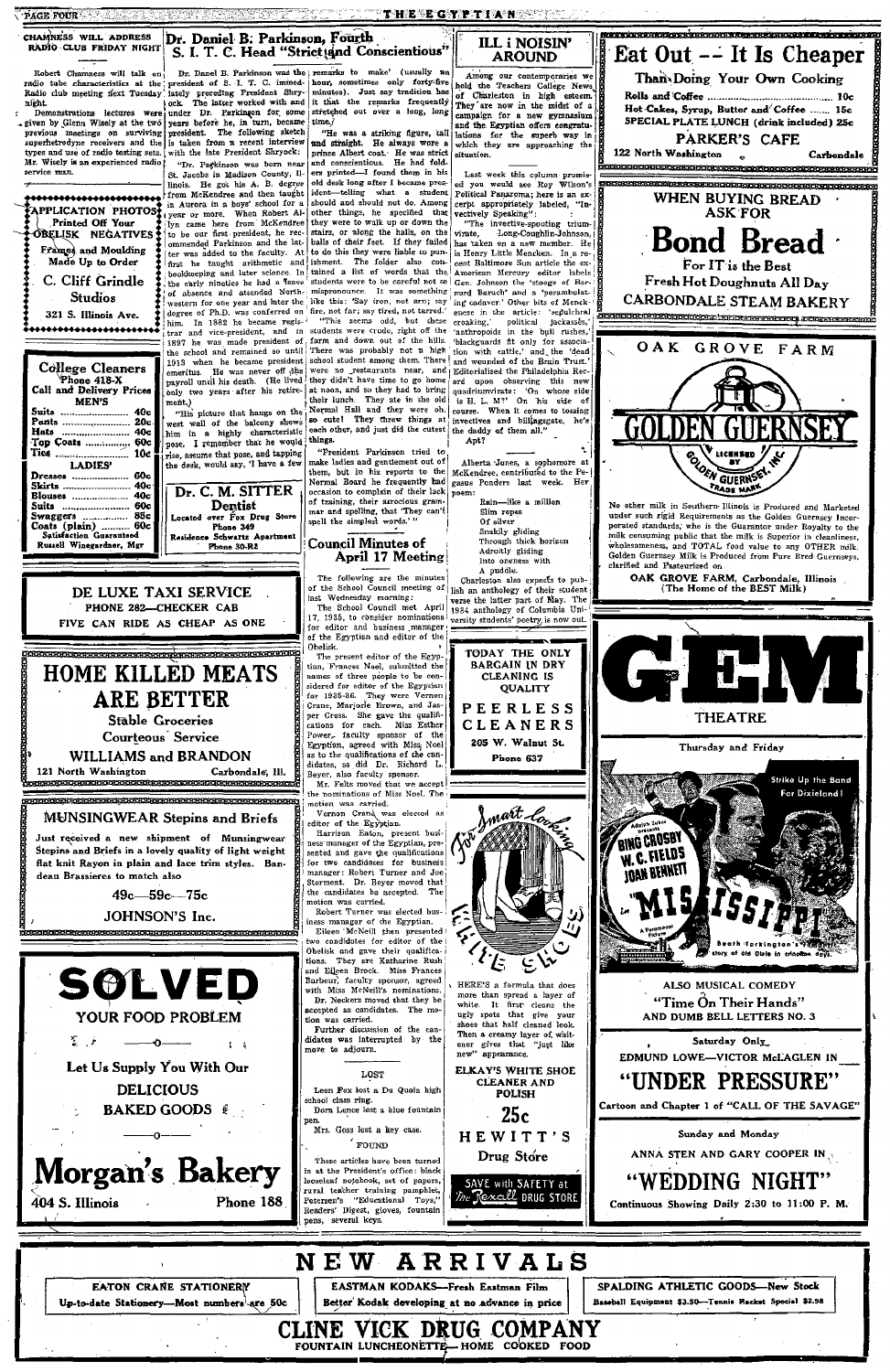## CHAMNESS WILL ADDRESS RADIO CLUB FRIDAY NIGHT

Robert Chamness will talk on radio tube characteristics at the Radio club meeting next Tuesday night.

Demonstrations lectures were given by Glenn Wisely at the two previous meetings on surviving superhetrodyne receivers and the types and use of radio testing sets. Mr. Wisely is an experienced radio service man.

---

**APPLICATION PHOTOS**
Printed Off Your
OBELISK NEGATIVES
Frames and Moulding
Made Up to Order
C. Cliff Grindle
Studios
321 S. Illinois Ave.

---

**College Cleaners**
Phone 418-X
Call and Delivery Prices

| MEN'S | |
|---|---|
| Suits | 40c |
| Pants | 20c |
| Hats | 40c |
| Top Coats | 60c |
| Ties | 10c |
| **LADIES'** | |
| Dresses | 60c |
| Skirts | 40c |
| Blouses | 40c |
| Suits | 60c |
| Swaggers | 85c |
| Coats (plain) | 60c |

Satisfaction Guaranteed
Russell Winegardner, Mgr

---

## Dr. Daniel B. Parkinson, Fourth S. I. T. C. Head "Strict and Conscientious"

Dr. Danel B. Parkinson was the president of S. I. T. C. immediately preceding President Shryock. The latter worked with and under Dr. Parkinson for some years before he, in turn, became president. The following sketch is taken from a recent interview with the late President Shryock:

"Dr. Parkinson was born near St. Jacobs in Madison County, Illinois. He got his A. B. degree from McKendree and then taught in Aurora in a boys' school for a year or more. When Robert Allyn came here from McKendree to be our first president, he recommended Parkinson and the latter was added to the faculty. At first he taught arithmetic and bookkeeping and later science. In the early nineties he had a leave of absence and attended Northwestern for one year and later the degree of Ph.D. was conferred on him. In 1882 he became registrar and vice-president, and in 1897 he was made president of the school and remained so until 1913 when he became president emeritus. He was never off the payroll until his death. (He lived only two years after his retirement.)

"His picture that hangs on the west wall of the balcony shows him in a highly characteristic pose. I remember that he would rise, assume that pose, and tapping the desk, would say, 'I have a few remarks to make' (usually an hour, sometimes only forty-five minutes). Just say tradition has it that the remarks frequently stretched out over a long, long time.

"He was a striking figure, tall and straight. He always wore a prince Albert coat. He was strict and conscientious. He had folders printed—I found them in his old desk long after I became president—telling what a student should and should not do. Among other things, he specified that they were to walk up or down the stairs, or along the halls, on the balls of their feet. If they failed to do this they were liable to punishment. The folder also contained a list of words that the students were to be careful not to mispronounce. It was something like this: 'Say iron, not arn; say fire, not far; say tired, not tarred.'

"This seems odd, but these students were crude, right off the farm and down out of the hills. There was probably not a high school student among them. There were no restaurants near, and they didn't have time to go home at noon, and so they had to bring their lunch. They ate in the old Normal Hall and they were oh, so cute! They threw things at each other, and just did the cutest things.

"President Parkinson tried to make ladies and gentlemen out of them, but in his reports to the Normal Board he frequently had occasion to complain of their lack of training, their atrocious grammar and spelling, that 'They can't spell the simplest words.'"

---

**Dr. C. M. SITTER**
Dentist
Located over Fox Drug Store
Phone 349
Residence Schwartz Apartment
Phone 30-R2

---

## Council Minutes of April 17 Meeting

The following are the minutes of the School Council meeting of last Wednesday morning:

The School Council met April 17, 1935, to consider nominations for editor and business manager of the Egyptian and editor of the Obelisk.

The present editor of the Egyptian, Frances Noel, submitted the names of three people to be considered for editor of the Egyptian for 1935-36. They were Vernon Crane, Marjorie Brown, and Jasper Cross. She gave the qualifications for each. Miss Esther Power, faculty sponsor of the Egyptian, agreed with Miss Noel as to the qualifications of the candidates, as did Dr. Richard L. Beyer, also faculty sponsor.

Mr. Felts moved that we accept the nominations of Miss Noel. The motion was carried.

Vernon Crane was elected as editor of the Egyptian.

Harrison Eaton, present business manager of the Egyptian, presented and gave the qualifications for two candidates for business manager: Robert Turner and Joe Storment. Dr. Beyer moved that the candidates be accepted. The motion was carried.

Robert Turner was elected business manager of the Egyptian.

Eileen McNeill then presented two candidates for editor of the Obelisk and gave their qualifications. They are Katharine Rush and Eileen Brock. Miss Frances Barbour, faculty sponsor, agreed with Miss McNeill's nominations.

Dr. Neckers moved that they be accepted as candidates. The motion was carried.

Further discussion of the candidates was interrupted by the move to adjourn.

### LOST

Leon Fox lost a Du Quoin high school class ring.

Dora Lence lost a blue fountain pen.

Mrs. Goss lost a key case.

### FOUND

These articles have been turned in at the President's office: black looseleaf notebook, set of papers, rural teacher training pamphlet, Petersen's "Educational Toys," Readers' Digest, gloves, fountain pens, several keys.

---

## ILL i NOISIN' AROUND

Among our contemporaries we hold the Teachers College News of Charleston in high esteem. They are now in the midst of a campaign for a new gymnasium and the Egyptian offers congratulations for the superb way in which they are approaching the situation.

Last week this column promised you would see Roy Wilson's Political Panarama; here is an excerpt appropriately labeled, "Invectively Speaking":

"The invective-spouting triumvirate, Long-Coughlin-Johnson, has taken on a new member. He is Henry Little Mencken. In a recent Baltimore Sun article the ex-American Mercury editor labels Gen. Johnson the 'stooge of Bernard Baruch' and a 'perambulating cadaver.' Other bits of Menckenese in the article: 'sepulchral croaking,' political jackassels,' 'anthropoids in the bull rushes,' 'blackguards fit only for association with cattle,' and the 'dead and wounded of the Brain Trust.' Editorialized the Philadelphia Record upon observing this new quadriumvirate: 'On whose side is H. L. M?' On his side of course. When it comes to tossing invectives and billingsgate, he's the daddy of them all."

Apt?

Alberta Jones, a sophomore at McKendree, contributed to the Pegasus Ponders last week. Her poem:

Rain—like a million
Slim ropes
Of silver
Snakily gliding
Through thick horizon
Adroitly gliding
Into oneness with
A puddle.

Charleston also expects to publish an anthology of their student verse the latter part of May. The 1934 anthology of Columbia University students' poetry is now out.

---

**TODAY THE ONLY BARGAIN IN DRY CLEANING IS QUALITY**
PEERLESS CLEANERS
205 W. Walnut St.
Phone 637

---

For Smart Looking
White Shoes

HERE'S a formula that does more than spread a layer of white. It first cleans the ugly spots that give your shoes that half cleaned look. Then a creamy layer of whitener gives that "just like new" appearance.

ELKAY'S WHITE SHOE CLEANER AND POLISH
25c
HEWITT'S
Drug Store
SAVE with SAFETY at The Rexall DRUG STORE

---

# Eat Out -- It Is Cheaper
Than Doing Your Own Cooking

| | |
|---|---|
| Rolls and Coffee | 10c |
| Hot Cakes, Syrup, Butter and Coffee | 15c |

SPECIAL PLATE LUNCH (drink included) 25c
PARKER'S CAFE
122 North Washington — Carbondale

---

WHEN BUYING BREAD ASK FOR
# Bond Bread
For IT is the Best
Fresh Hot Doughnuts All Day
CARBONDALE STEAM BAKERY

---

OAK GROVE FARM
GOLDEN GUERNSEY
LICENSED BY GOLDEN GUERNSEY, INC. TRADE MARK

No other milk in Southern Illinois is Produced and Marketed under such rigid Requirements as the Golden Guernsey Incorporated standards, who is the Guarantor under Royalty to the milk consuming public that the milk is Superior in cleanliness, wholesomeness, and TOTAL food value to any OTHER milk. Golden Guernsey Milk is Produced from Pure Bred Guernseys, clarified and Pasteurized on

OAK GROVE FARM, Carbondale, Illinois
(The Home of the BEST Milk)

---

# GEM
THEATRE
Thursday and Friday

Strike Up the Band For Dixieland!
Adolph Zukor presents BING CROSBY W. C. FIELDS JOAN BENNETT in "MISSISSIPPI"
A Paramount Picture
Booth Tarkington's story of old Dixie in crinoline days.

ALSO MUSICAL COMEDY
"Time On Their Hands"
AND DUMB BELL LETTERS NO. 3

Saturday Only
EDMUND LOWE—VICTOR McLAGLEN IN
"UNDER PRESSURE"
Cartoon and Chapter 1 of "CALL OF THE SAVAGE"

Sunday and Monday
ANNA STEN AND GARY COOPER IN
"WEDDING NIGHT"
Continuous Showing Daily 2:30 to 11:00 P. M.

---

DE LUXE TAXI SERVICE
PHONE 282—CHECKER CAB
FIVE CAN RIDE AS CHEAP AS ONE

---

# HOME KILLED MEATS ARE BETTER
Stable Groceries
Courteous Service
WILLIAMS and BRANDON
121 North Washington — Carbondale, Ill.

---

## MUNSINGWEAR Stepins and Briefs

Just received a new shipment of Munsingwear Stepins and Briefs in a lovely quality of light weight flat knit Rayon in plain and lace trim styles. Bandeau Brassieres to match also

49c—59c—75c
JOHNSON'S Inc.

---

# SOLVED
YOUR FOOD PROBLEM

Let Us Supply You With Our
DELICIOUS
BAKED GOODS

# Morgan's Bakery
404 S. Illinois — Phone 188

---

# NEW ARRIVALS

EATON CRANE STATIONERY
Up-to-date Stationery—Most numbers are 50c

EASTMAN KODAKS—Fresh Eastman Film
Better Kodak developing at no advance in price

SPALDING ATHLETIC GOODS—New Stock
Baseball Equipment $3.50—Tennis Racket Special $2.98

# CLINE VICK DRUG COMPANY
FOUNTAIN LUNCHEONETTE—HOME COOKED FOOD